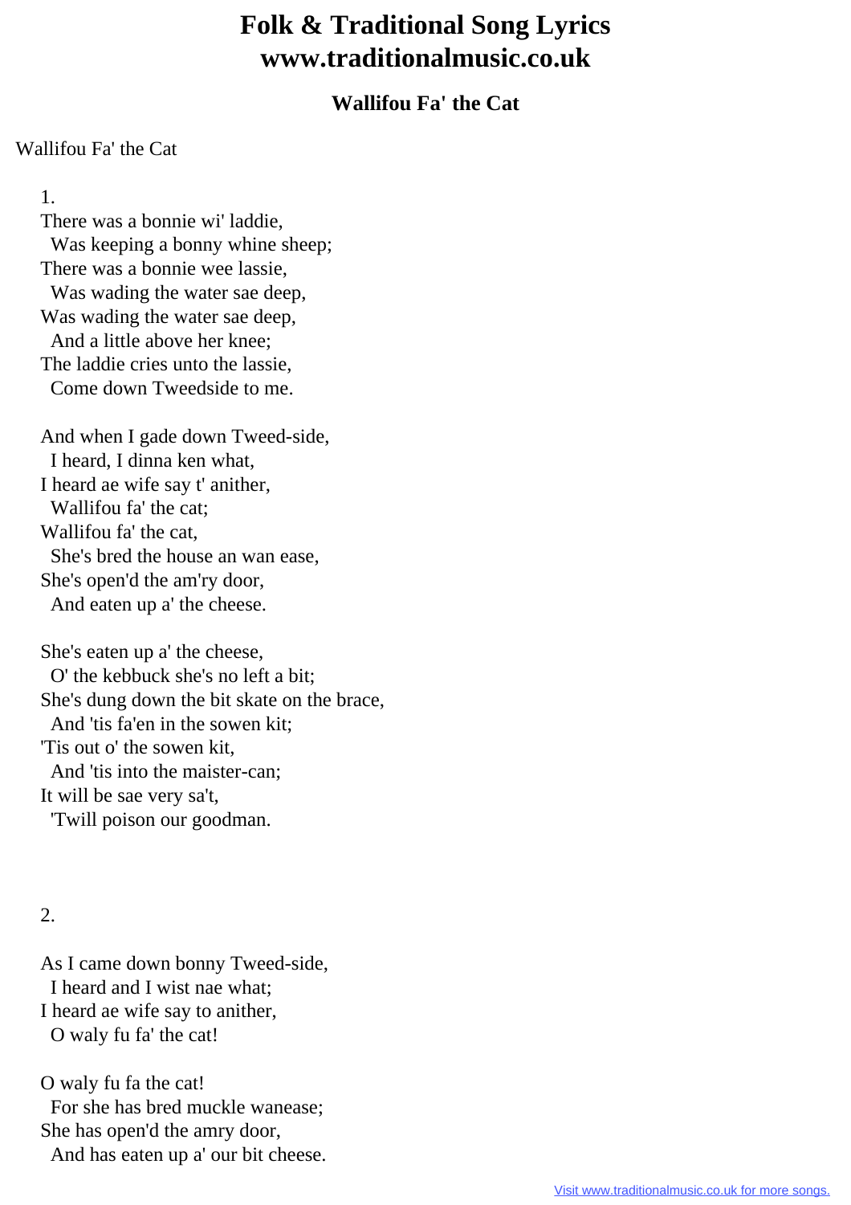# Folk & Traditional Song Lyrics
# www.traditionalmusic.co.uk

### Wallifou Fa' the Cat

Wallifou Fa' the Cat

1.
There was a bonnie wi' laddie,
  Was keeping a bonny whine sheep;
There was a bonnie wee lassie,
  Was wading the water sae deep,
Was wading the water sae deep,
  And a little above her knee;
The laddie cries unto the lassie,
  Come down Tweedside to me.

And when I gade down Tweed-side,
  I heard, I dinna ken what,
I heard ae wife say t' anither,
  Wallifou fa' the cat;
Wallifou fa' the cat,
  She's bred the house an wan ease,
She's open'd the am'ry door,
  And eaten up a' the cheese.

She's eaten up a' the cheese,
  O' the kebbuck she's no left a bit;
She's dung down the bit skate on the brace,
  And 'tis fa'en in the sowen kit;
'Tis out o' the sowen kit,
  And 'tis into the maister-can;
It will be sae very sa't,
  'Twill poison our goodman.

2.

As I came down bonny Tweed-side,
  I heard and I wist nae what;
I heard ae wife say to anither,
  O waly fu fa' the cat!

O waly fu fa the cat!
  For she has bred muckle wanease;
She has open'd the amry door,
  And has eaten up a' our bit cheese.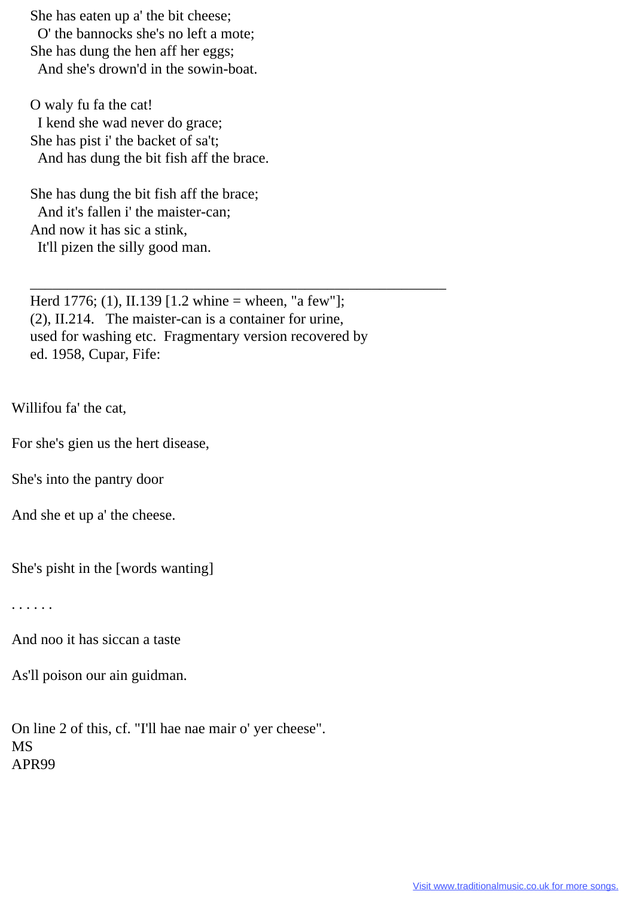She has eaten up a' the bit cheese;
  O' the bannocks she's no left a mote;
She has dung the hen aff her eggs;
  And she's drown'd in the sowin-boat.

O waly fu fa the cat!
  I kend she wad never do grace;
She has pist i' the backet of sa't;
  And has dung the bit fish aff the brace.

She has dung the bit fish aff the brace;
  And it's fallen i' the maister-can;
And now it has sic a stink,
  It'll pizen the silly good man.

---

Herd 1776; (1), II.139 [1.2 whine = wheen, "a few"]; (2), II.214. The maister-can is a container for urine, used for washing etc. Fragmentary version recovered by ed. 1958, Cupar, Fife:

Willifou fa' the cat,

For she's gien us the hert disease,

She's into the pantry door

And she et up a' the cheese.

She's pisht in the [words wanting]

. . . . . .

And noo it has siccan a taste

As'll poison our ain guidman.

On line 2 of this, cf. "I'll hae nae mair o' yer cheese".
MS
APR99